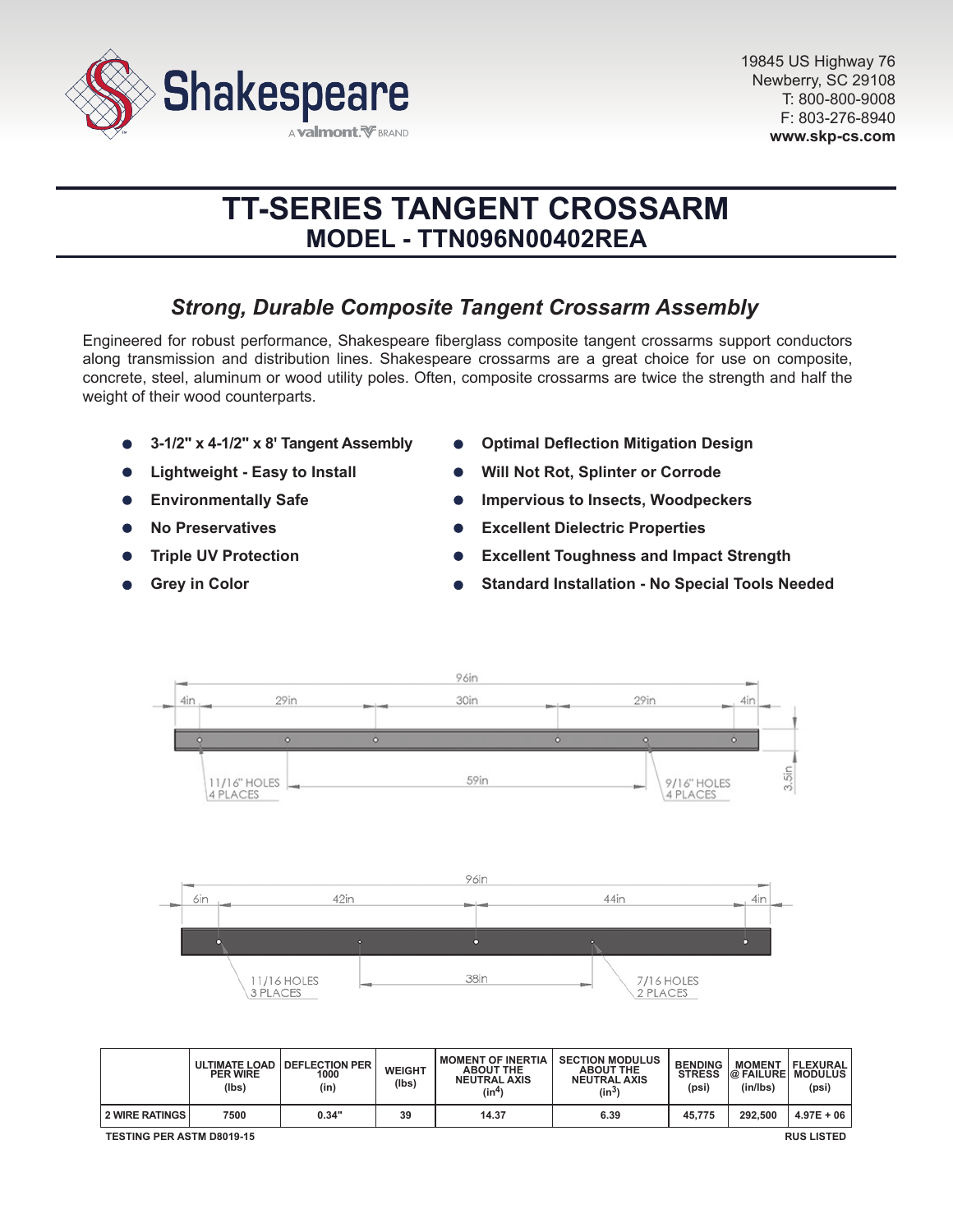19845 US Highway 76
Newberry, SC 29108
T: 800-800-9008
F: 803-276-8940
**www.skp-cs.com**

# TT-SERIES TANGENT CROSSARM

## MODEL - TTN096N00402REA

### *Strong, Durable Composite Tangent Crossarm Assembly*

Engineered for robust performance, Shakespeare fiberglass composite tangent crossarms support conductors along transmission and distribution lines. Shakespeare crossarms are a great choice for use on composite, concrete, steel, aluminum or wood utility poles. Often, composite crossarms are twice the strength and half the weight of their wood counterparts.

- **3-1/2" x 4-1/2" x 8' Tangent Assembly**
- **Lightweight - Easy to Install**
- **Environmentally Safe**
- **No Preservatives**
- **Triple UV Protection**
- **Grey in Color**
- **Optimal Deflection Mitigation Design**
- **Will Not Rot, Splinter or Corrode**
- **Impervious to Insects, Woodpeckers**
- **Excellent Dielectric Properties**
- **Excellent Toughness and Impact Strength**
- **Standard Installation - No Special Tools Needed**

96in; 4in, 29in, 30in, 29in, 4in; 11/16" HOLES 4 PLACES; 59in; 9/16" HOLES 4 PLACES; 3.5in

96in; 6in, 42in, 44in, 4in; 11/16 HOLES 3 PLACES; 38in; 7/16 HOLES 2 PLACES

| | ULTIMATE LOAD PER WIRE (lbs) | DEFLECTION PER 1000 (in) | WEIGHT (lbs) | MOMENT OF INERTIA ABOUT THE NEUTRAL AXIS ($in^4$) | SECTION MODULUS ABOUT THE NEUTRAL AXIS ($in^3$) | BENDING STRESS (psi) | MOMENT @ FAILURE (in/lbs) | FLEXURAL MODULUS (psi) |
|---|---|---|---|---|---|---|---|---|
| 2 WIRE RATINGS | 7500 | 0.34" | 39 | 14.37 | 6.39 | 45,775 | 292,500 | 4.97E + 06 |

TESTING PER ASTM D8019-15

RUS LISTED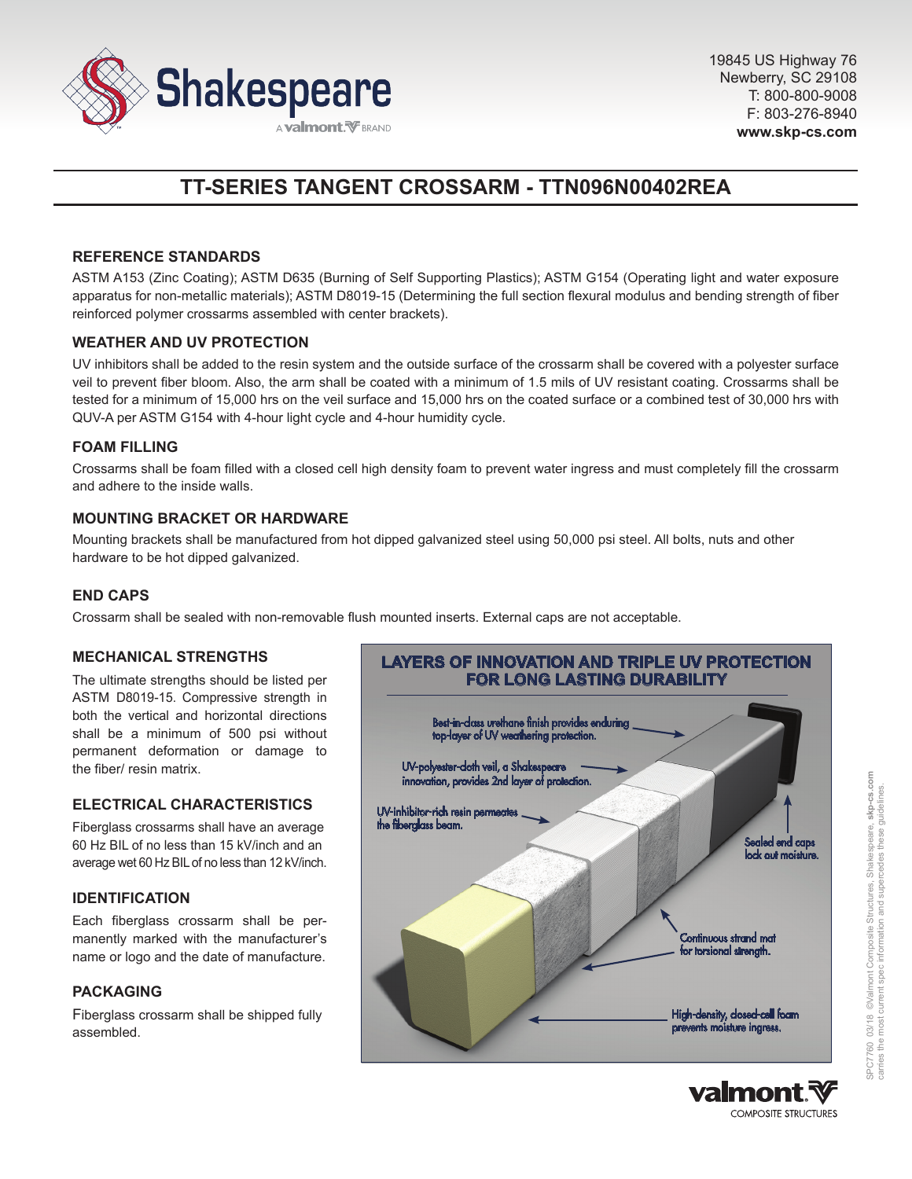19845 US Highway 76
Newberry, SC 29108
T: 800-800-9008
F: 803-276-8940
**www.skp-cs.com**

# TT-SERIES TANGENT CROSSARM - TTN096N00402REA

## REFERENCE STANDARDS

ASTM A153 (Zinc Coating); ASTM D635 (Burning of Self Supporting Plastics); ASTM G154 (Operating light and water exposure apparatus for non-metallic materials); ASTM D8019-15 (Determining the full section flexural modulus and bending strength of fiber reinforced polymer crossarms assembled with center brackets).

## WEATHER AND UV PROTECTION

UV inhibitors shall be added to the resin system and the outside surface of the crossarm shall be covered with a polyester surface veil to prevent fiber bloom. Also, the arm shall be coated with a minimum of 1.5 mils of UV resistant coating. Crossarms shall be tested for a minimum of 15,000 hrs on the veil surface and 15,000 hrs on the coated surface or a combined test of 30,000 hrs with QUV-A per ASTM G154 with 4-hour light cycle and 4-hour humidity cycle.

## FOAM FILLING

Crossarms shall be foam filled with a closed cell high density foam to prevent water ingress and must completely fill the crossarm and adhere to the inside walls.

## MOUNTING BRACKET OR HARDWARE

Mounting brackets shall be manufactured from hot dipped galvanized steel using 50,000 psi steel. All bolts, nuts and other hardware to be hot dipped galvanized.

## END CAPS

Crossarm shall be sealed with non-removable flush mounted inserts. External caps are not acceptable.

## MECHANICAL STRENGTHS

The ultimate strengths should be listed per ASTM D8019-15. Compressive strength in both the vertical and horizontal directions shall be a minimum of 500 psi without permanent deformation or damage to the fiber/ resin matrix.

## ELECTRICAL CHARACTERISTICS

Fiberglass crossarms shall have an average 60 Hz BIL of no less than 15 kV/inch and an average wet 60 Hz BIL of no less than 12 kV/inch.

## IDENTIFICATION

Each fiberglass crossarm shall be permanently marked with the manufacturer's name or logo and the date of manufacture.

## PACKAGING

Fiberglass crossarm shall be shipped fully assembled.

LAYERS OF INNOVATION AND TRIPLE UV PROTECTION FOR LONG LASTING DURABILITY

Best-in-class urethane finish provides enduring top-layer of UV weathering protection.

UV-polyester-cloth veil, a Shakespeare innovation, provides 2nd layer of protection.

UV-inhibitor-rich resin permeates the fiberglass beam.

Sealed end caps lock out moisture.

Continuous strand mat for torsional strength.

High-density, closed-cell foam prevents moisture ingress.

SPC7760 03/18 ©Valmont Composite Structures, Shakespeare, **skp-cs.com** carries the most current spec information and supercedes these guidelines.